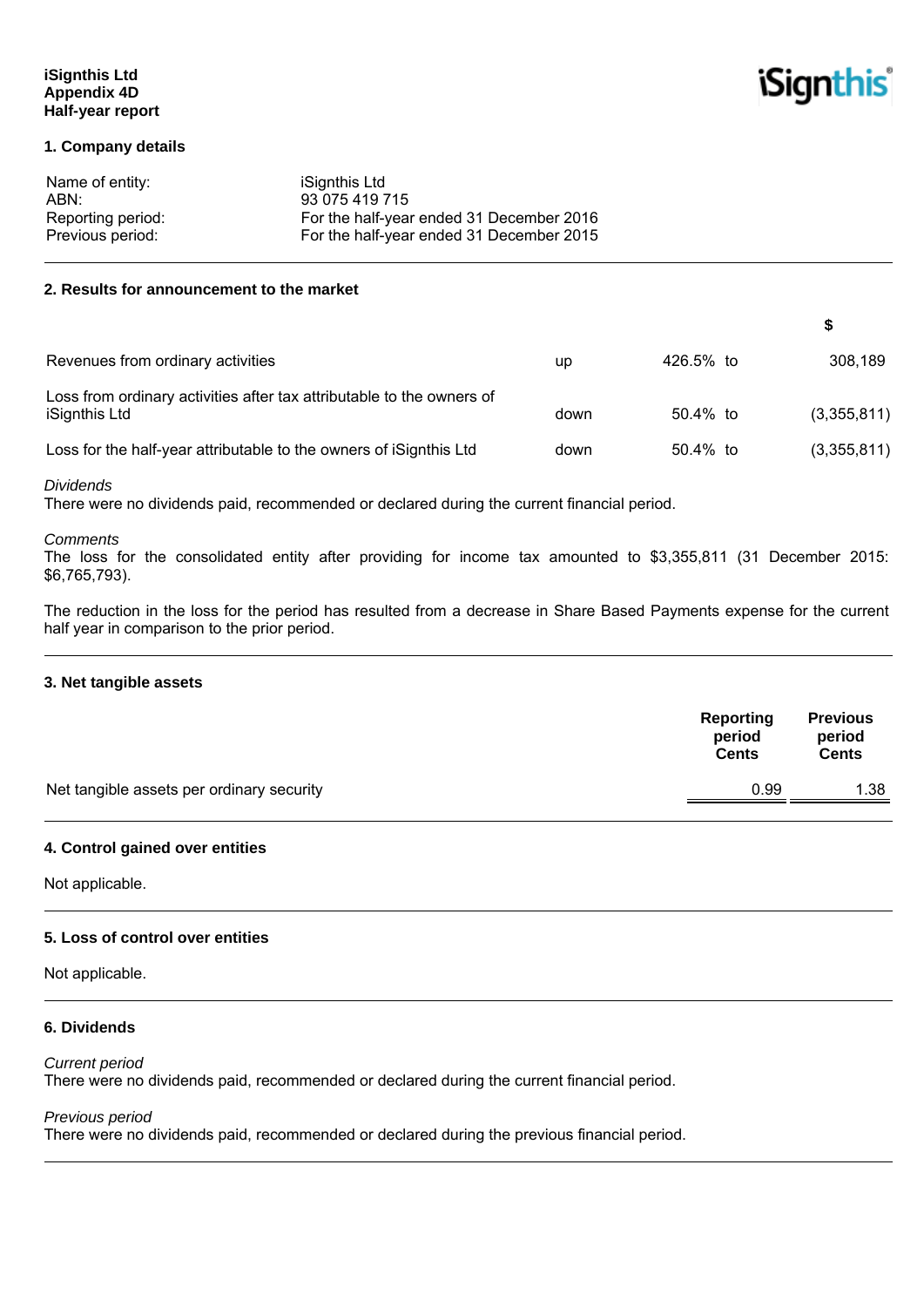**iSignthis Ltd**
**Appendix 4D**
**Half-year report**

## 1. Company details

| | |
|---|---|
| Name of entity: | iSignthis Ltd |
| ABN: | 93 075 419 715 |
| Reporting period: | For the half-year ended 31 December 2016 |
| Previous period: | For the half-year ended 31 December 2015 |

## 2. Results for announcement to the market

| | | | | $ |
|---|---|---|---|---|
| Revenues from ordinary activities | up | 426.5% | to | 308,189 |
| Loss from ordinary activities after tax attributable to the owners of iSignthis Ltd | down | 50.4% | to | (3,355,811) |
| Loss for the half-year attributable to the owners of iSignthis Ltd | down | 50.4% | to | (3,355,811) |

*Dividends*
There were no dividends paid, recommended or declared during the current financial period.

*Comments*
The loss for the consolidated entity after providing for income tax amounted to $3,355,811 (31 December 2015: $6,765,793).

The reduction in the loss for the period has resulted from a decrease in Share Based Payments expense for the current half year in comparison to the prior period.

## 3. Net tangible assets

| | Reporting period Cents | Previous period Cents |
|---|---|---|
| Net tangible assets per ordinary security | 0.99 | 1.38 |

## 4. Control gained over entities

Not applicable.

## 5. Loss of control over entities

Not applicable.

## 6. Dividends

*Current period*
There were no dividends paid, recommended or declared during the current financial period.

*Previous period*
There were no dividends paid, recommended or declared during the previous financial period.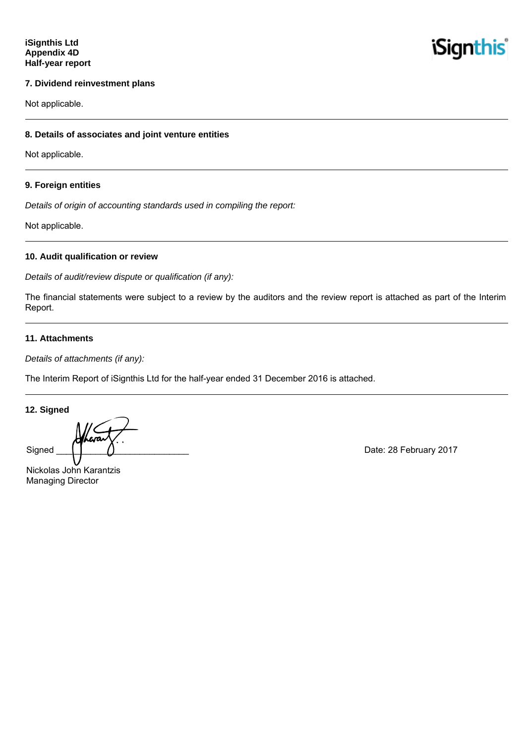**iSignthis Ltd**
**Appendix 4D**
**Half-year report**

## 7. Dividend reinvestment plans

Not applicable.

## 8. Details of associates and joint venture entities

Not applicable.

## 9. Foreign entities

*Details of origin of accounting standards used in compiling the report:*

Not applicable.

## 10. Audit qualification or review

*Details of audit/review dispute or qualification (if any):*

The financial statements were subject to a review by the auditors and the review report is attached as part of the Interim Report.

## 11. Attachments

*Details of attachments (if any):*

The Interim Report of iSignthis Ltd for the half-year ended 31 December 2016 is attached.

## 12. Signed

Signed ____________________________ Date: 28 February 2017

Nickolas John Karantzis
Managing Director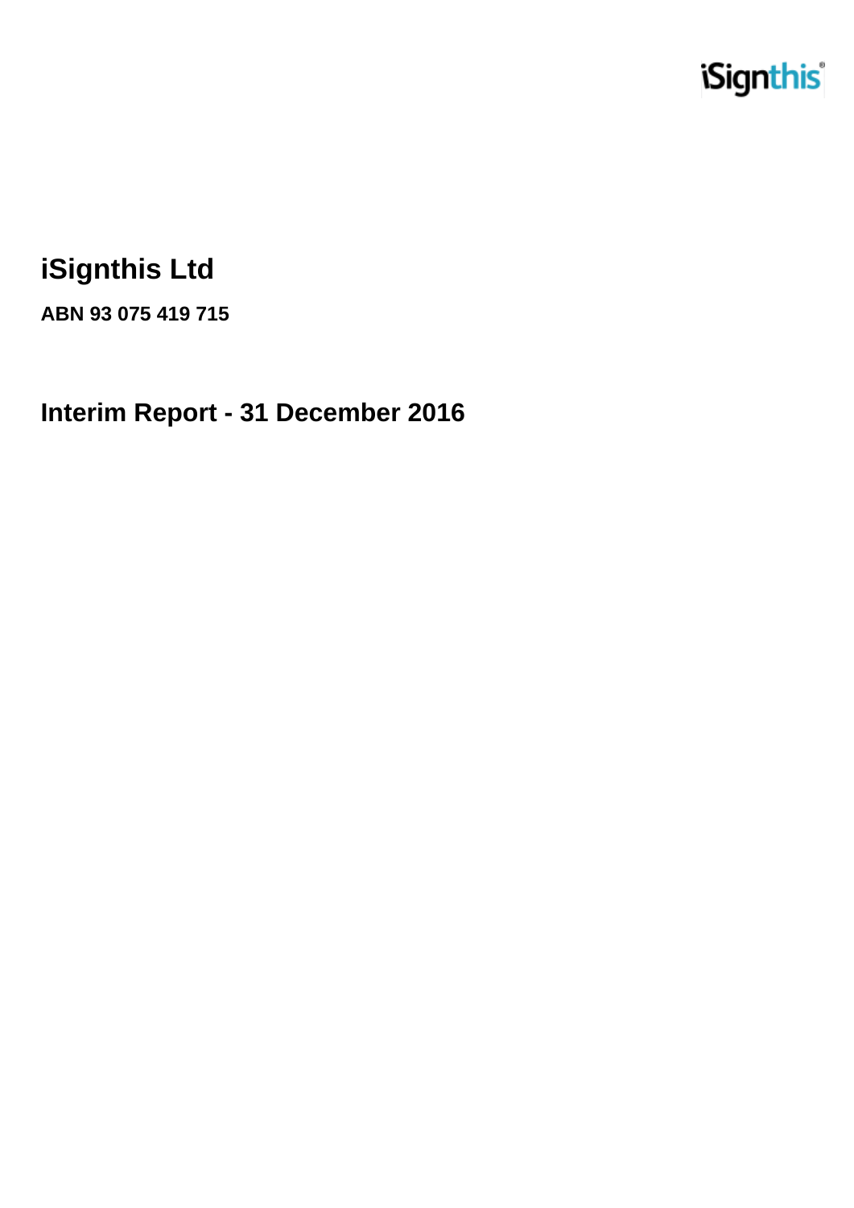# iSignthis Ltd

**ABN 93 075 419 715**

## Interim Report - 31 December 2016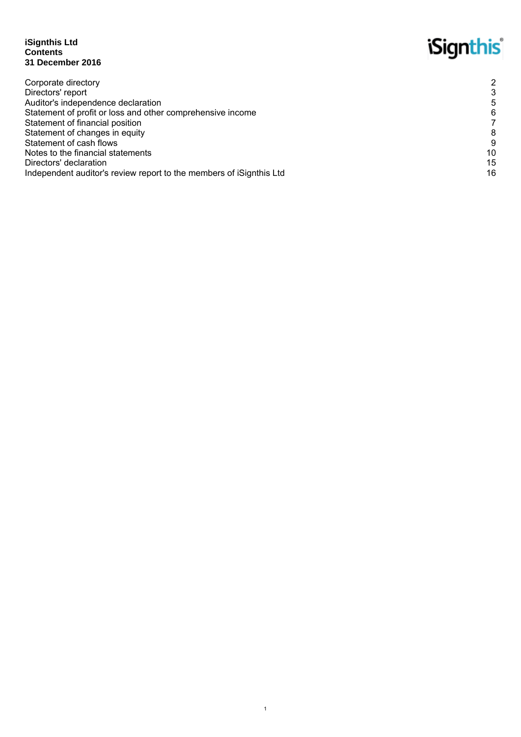**iSignthis Ltd**
**Contents**
**31 December 2016**

| | |
|---|---|
| Corporate directory | 2 |
| Directors' report | 3 |
| Auditor's independence declaration | 5 |
| Statement of profit or loss and other comprehensive income | 6 |
| Statement of financial position | 7 |
| Statement of changes in equity | 8 |
| Statement of cash flows | 9 |
| Notes to the financial statements | 10 |
| Directors' declaration | 15 |
| Independent auditor's review report to the members of iSignthis Ltd | 16 |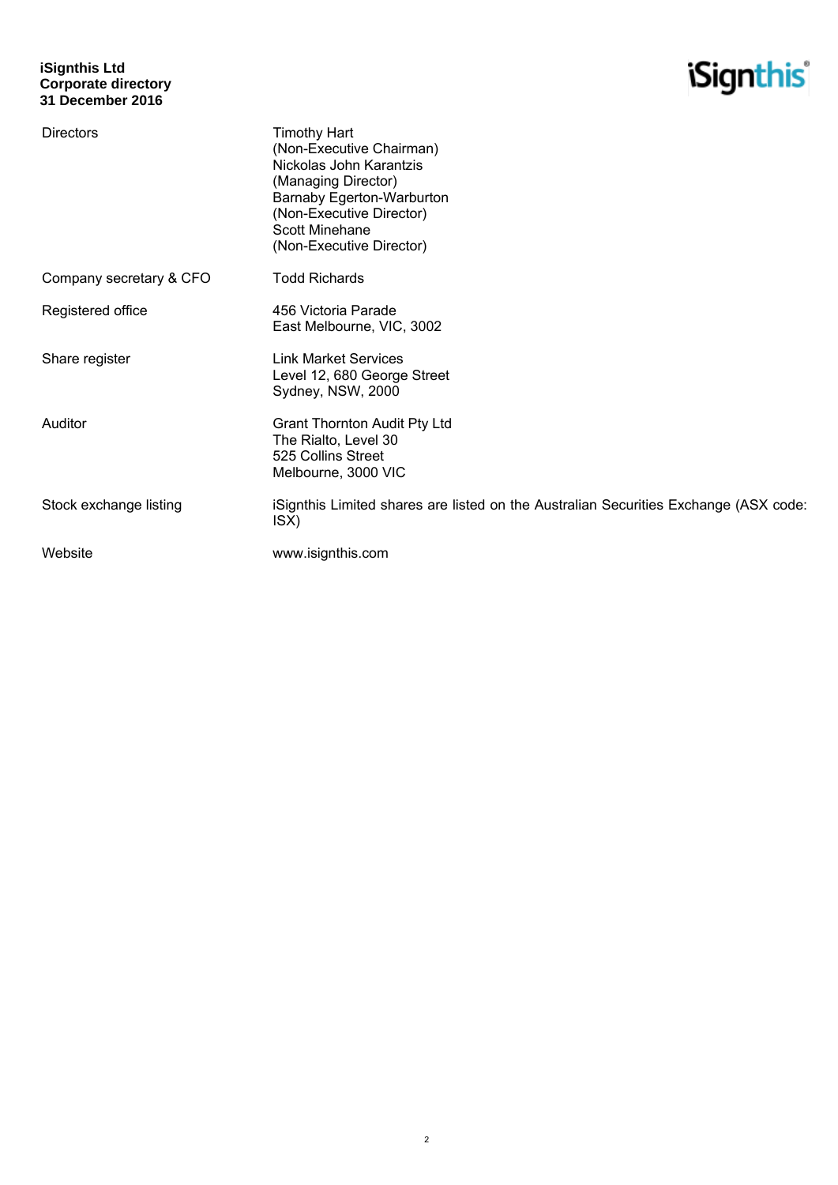**iSignthis Ltd**
**Corporate directory**
**31 December 2016**

| | |
|---|---|
| Directors | Timothy Hart<br>(Non-Executive Chairman)<br>Nickolas John Karantzis<br>(Managing Director)<br>Barnaby Egerton-Warburton<br>(Non-Executive Director)<br>Scott Minehane<br>(Non-Executive Director) |
| Company secretary & CFO | Todd Richards |
| Registered office | 456 Victoria Parade<br>East Melbourne, VIC, 3002 |
| Share register | Link Market Services<br>Level 12, 680 George Street<br>Sydney, NSW, 2000 |
| Auditor | Grant Thornton Audit Pty Ltd<br>The Rialto, Level 30<br>525 Collins Street<br>Melbourne, 3000 VIC |
| Stock exchange listing | iSignthis Limited shares are listed on the Australian Securities Exchange (ASX code: ISX) |
| Website | www.isignthis.com |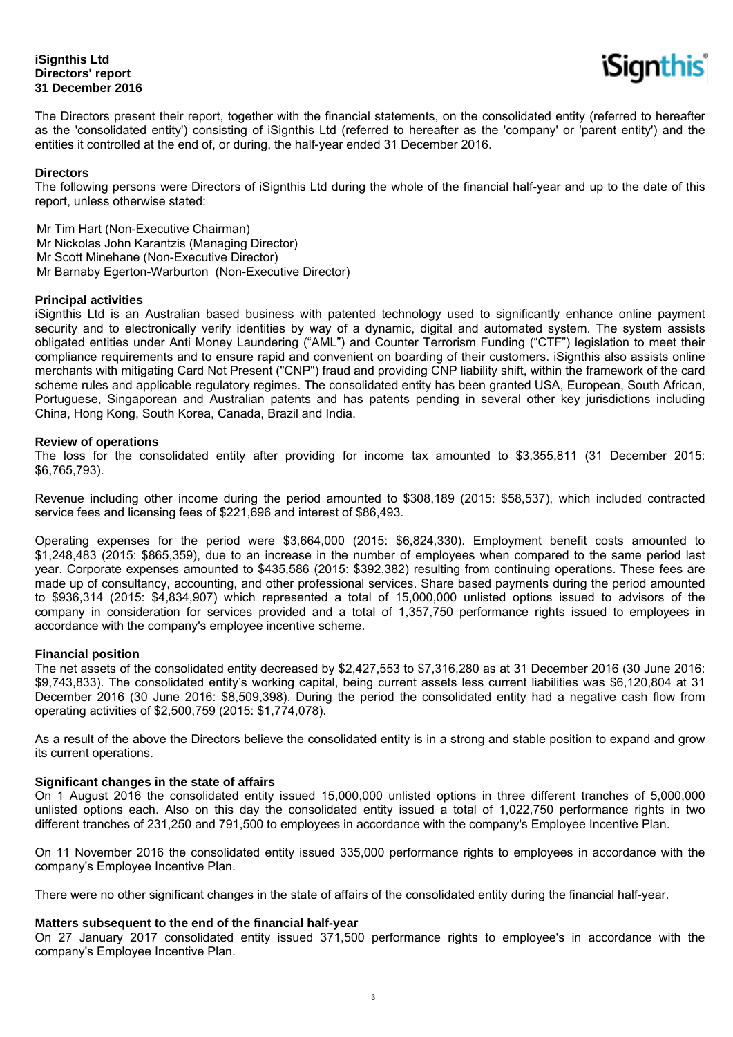**iSignthis Ltd**
**Directors' report**
**31 December 2016**

The Directors present their report, together with the financial statements, on the consolidated entity (referred to hereafter as the 'consolidated entity') consisting of iSignthis Ltd (referred to hereafter as the 'company' or 'parent entity') and the entities it controlled at the end of, or during, the half-year ended 31 December 2016.

**Directors**

The following persons were Directors of iSignthis Ltd during the whole of the financial half-year and up to the date of this report, unless otherwise stated:

Mr Tim Hart (Non-Executive Chairman)
Mr Nickolas John Karantzis (Managing Director)
Mr Scott Minehane (Non-Executive Director)
Mr Barnaby Egerton-Warburton (Non-Executive Director)

**Principal activities**

iSignthis Ltd is an Australian based business with patented technology used to significantly enhance online payment security and to electronically verify identities by way of a dynamic, digital and automated system. The system assists obligated entities under Anti Money Laundering ("AML") and Counter Terrorism Funding ("CTF") legislation to meet their compliance requirements and to ensure rapid and convenient on boarding of their customers. iSignthis also assists online merchants with mitigating Card Not Present ("CNP") fraud and providing CNP liability shift, within the framework of the card scheme rules and applicable regulatory regimes. The consolidated entity has been granted USA, European, South African, Portuguese, Singaporean and Australian patents and has patents pending in several other key jurisdictions including China, Hong Kong, South Korea, Canada, Brazil and India.

**Review of operations**

The loss for the consolidated entity after providing for income tax amounted to $3,355,811 (31 December 2015: $6,765,793).

Revenue including other income during the period amounted to $308,189 (2015: $58,537), which included contracted service fees and licensing fees of $221,696 and interest of $86,493.

Operating expenses for the period were $3,664,000 (2015: $6,824,330). Employment benefit costs amounted to $1,248,483 (2015: $865,359), due to an increase in the number of employees when compared to the same period last year. Corporate expenses amounted to $435,586 (2015: $392,382) resulting from continuing operations. These fees are made up of consultancy, accounting, and other professional services. Share based payments during the period amounted to $936,314 (2015: $4,834,907) which represented a total of 15,000,000 unlisted options issued to advisors of the company in consideration for services provided and a total of 1,357,750 performance rights issued to employees in accordance with the company's employee incentive scheme.

**Financial position**

The net assets of the consolidated entity decreased by $2,427,553 to $7,316,280 as at 31 December 2016 (30 June 2016: $9,743,833). The consolidated entity's working capital, being current assets less current liabilities was $6,120,804 at 31 December 2016 (30 June 2016: $8,509,398). During the period the consolidated entity had a negative cash flow from operating activities of $2,500,759 (2015: $1,774,078).

As a result of the above the Directors believe the consolidated entity is in a strong and stable position to expand and grow its current operations.

**Significant changes in the state of affairs**

On 1 August 2016 the consolidated entity issued 15,000,000 unlisted options in three different tranches of 5,000,000 unlisted options each. Also on this day the consolidated entity issued a total of 1,022,750 performance rights in two different tranches of 231,250 and 791,500 to employees in accordance with the company's Employee Incentive Plan.

On 11 November 2016 the consolidated entity issued 335,000 performance rights to employees in accordance with the company's Employee Incentive Plan.

There were no other significant changes in the state of affairs of the consolidated entity during the financial half-year.

**Matters subsequent to the end of the financial half-year**

On 27 January 2017 consolidated entity issued 371,500 performance rights to employee's in accordance with the company's Employee Incentive Plan.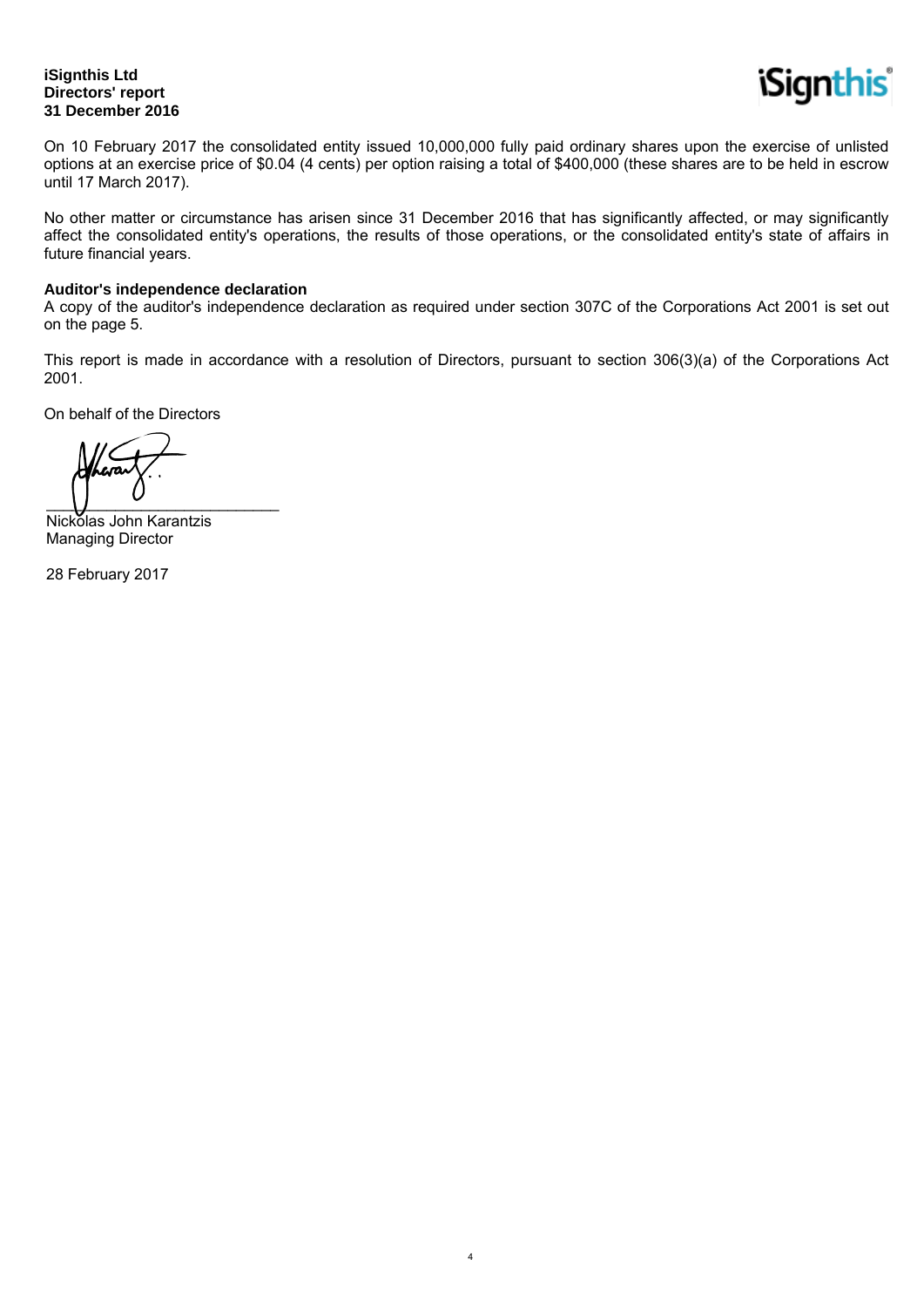On 10 February 2017 the consolidated entity issued 10,000,000 fully paid ordinary shares upon the exercise of unlisted options at an exercise price of $0.04 (4 cents) per option raising a total of $400,000 (these shares are to be held in escrow until 17 March 2017).

No other matter or circumstance has arisen since 31 December 2016 that has significantly affected, or may significantly affect the consolidated entity's operations, the results of those operations, or the consolidated entity's state of affairs in future financial years.

**Auditor's independence declaration**

A copy of the auditor's independence declaration as required under section 307C of the Corporations Act 2001 is set out on the page 5.

This report is made in accordance with a resolution of Directors, pursuant to section 306(3)(a) of the Corporations Act 2001.

On behalf of the Directors

___________________________

Nickolas John Karantzis
Managing Director

28 February 2017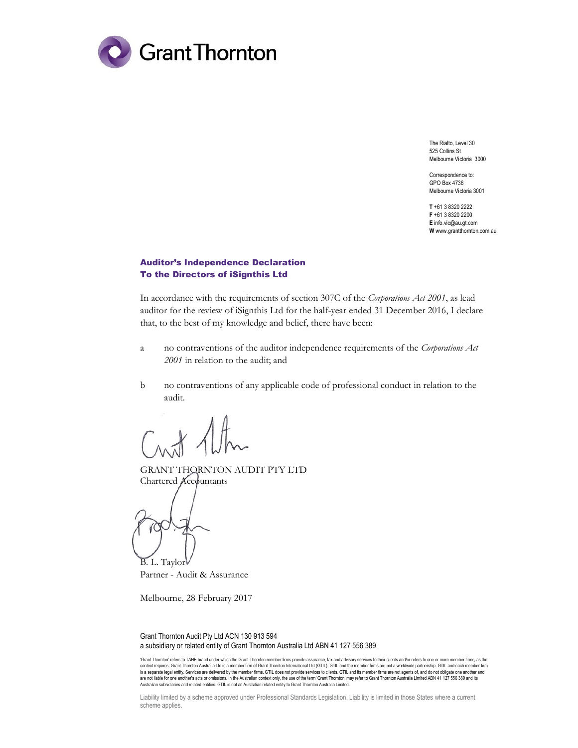Grant Thornton

The Rialto, Level 30
525 Collins St
Melbourne Victoria 3000

Correspondence to:
GPO Box 4736
Melbourne Victoria 3001

**T** +61 3 8320 2222
**F** +61 3 8320 2200
**E** info.vic@au.gt.com
**W** www.grantthornton.com.au

## Auditor's Independence Declaration
## To the Directors of iSignthis Ltd

In accordance with the requirements of section 307C of the *Corporations Act 2001*, as lead auditor for the review of iSignthis Ltd for the half-year ended 31 December 2016, I declare that, to the best of my knowledge and belief, there have been:

a no contraventions of the auditor independence requirements of the *Corporations Act 2001* in relation to the audit; and

b no contraventions of any applicable code of professional conduct in relation to the audit.

GRANT THORNTON AUDIT PTY LTD
Chartered Accountants

B. L. Taylor
Partner - Audit & Assurance

Melbourne, 28 February 2017

Grant Thornton Audit Pty Ltd ACN 130 913 594
a subsidiary or related entity of Grant Thornton Australia Ltd ABN 41 127 556 389

'Grant Thornton' refers to TAHE brand under which the Grant Thornton member firms provide assurance, tax and advisory services to their clients and/or refers to one or more member firms, as the context requires. Grant Thornton Australia Ltd is a member firm of Grant Thornton International Ltd (GTIL). GTIL and the member firms are not a worldwide partnership. GTIL and each member firm is a separate legal entity. Services are delivered by the member firms. GTIL does not provide services to clients. GTIL and its member firms are not agents of, and do not obligate one another and are not liable for one another's acts or omissions. In the Australian context only, the use of the term 'Grant Thornton' may refer to Grant Thornton Australia Limited ABN 41 127 556 389 and its Australian subsidiaries and related entities. GTIL is not an Australian related entity to Grant Thornton Australia Limited.

Liability limited by a scheme approved under Professional Standards Legislation. Liability is limited in those States where a current scheme applies.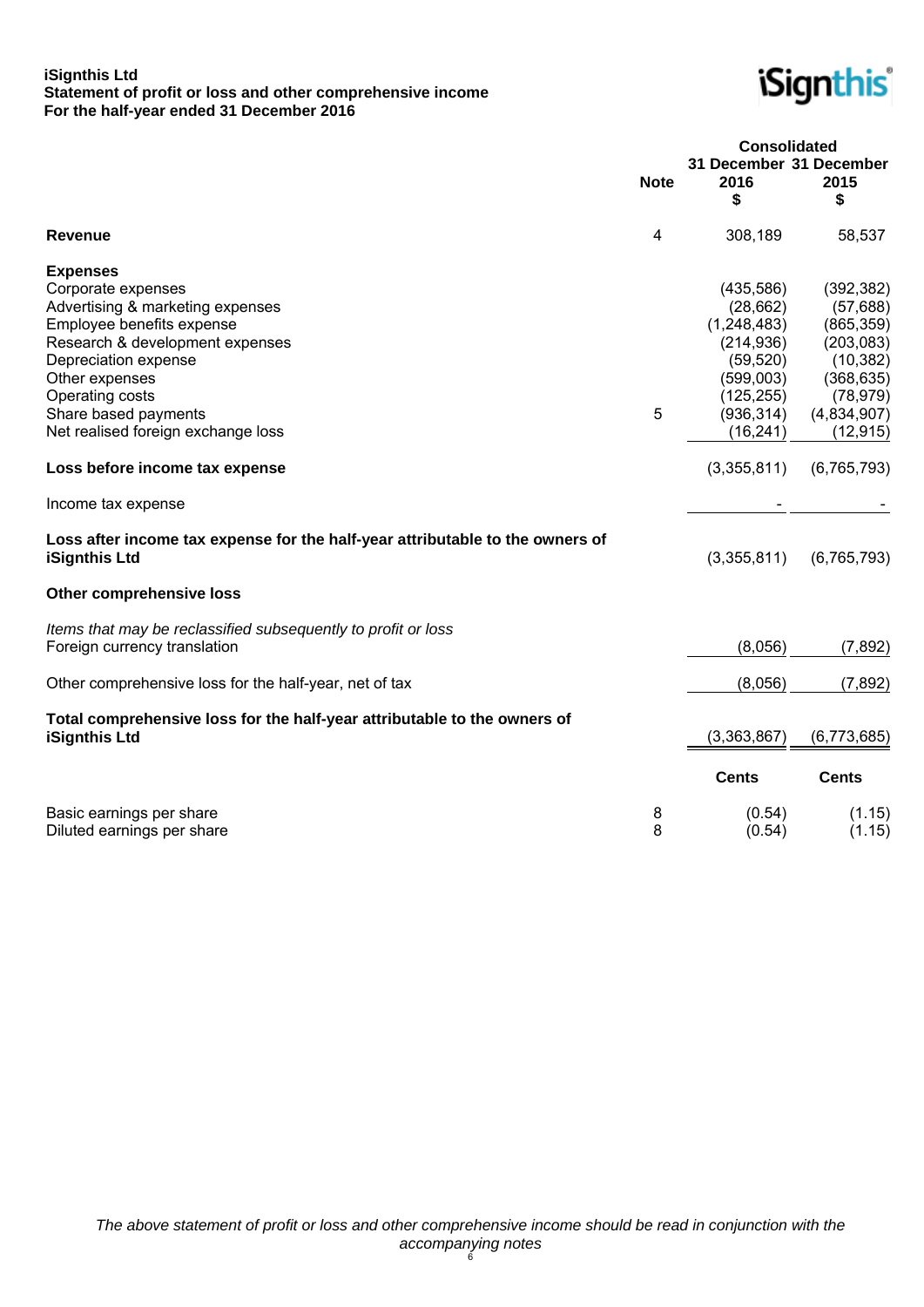**iSignthis Ltd**
**Statement of profit or loss and other comprehensive income**
**For the half-year ended 31 December 2016**

| | Note | Consolidated 31 December 2016 $ | 31 December 2015 $ |
|---|---|---|---|
| **Revenue** | 4 | 308,189 | 58,537 |
| **Expenses** | | | |
| Corporate expenses | | (435,586) | (392,382) |
| Advertising & marketing expenses | | (28,662) | (57,688) |
| Employee benefits expense | | (1,248,483) | (865,359) |
| Research & development expenses | | (214,936) | (203,083) |
| Depreciation expense | | (59,520) | (10,382) |
| Other expenses | | (599,003) | (368,635) |
| Operating costs | | (125,255) | (78,979) |
| Share based payments | 5 | (936,314) | (4,834,907) |
| Net realised foreign exchange loss | | (16,241) | (12,915) |
| **Loss before income tax expense** | | (3,355,811) | (6,765,793) |
| Income tax expense | | - | - |
| **Loss after income tax expense for the half-year attributable to the owners of iSignthis Ltd** | | (3,355,811) | (6,765,793) |
| **Other comprehensive loss** | | | |
| *Items that may be reclassified subsequently to profit or loss* | | | |
| Foreign currency translation | | (8,056) | (7,892) |
| Other comprehensive loss for the half-year, net of tax | | (8,056) | (7,892) |
| **Total comprehensive loss for the half-year attributable to the owners of iSignthis Ltd** | | (3,363,867) | (6,773,685) |
| | | **Cents** | **Cents** |
| Basic earnings per share | 8 | (0.54) | (1.15) |
| Diluted earnings per share | 8 | (0.54) | (1.15) |

*The above statement of profit or loss and other comprehensive income should be read in conjunction with the accompanying notes*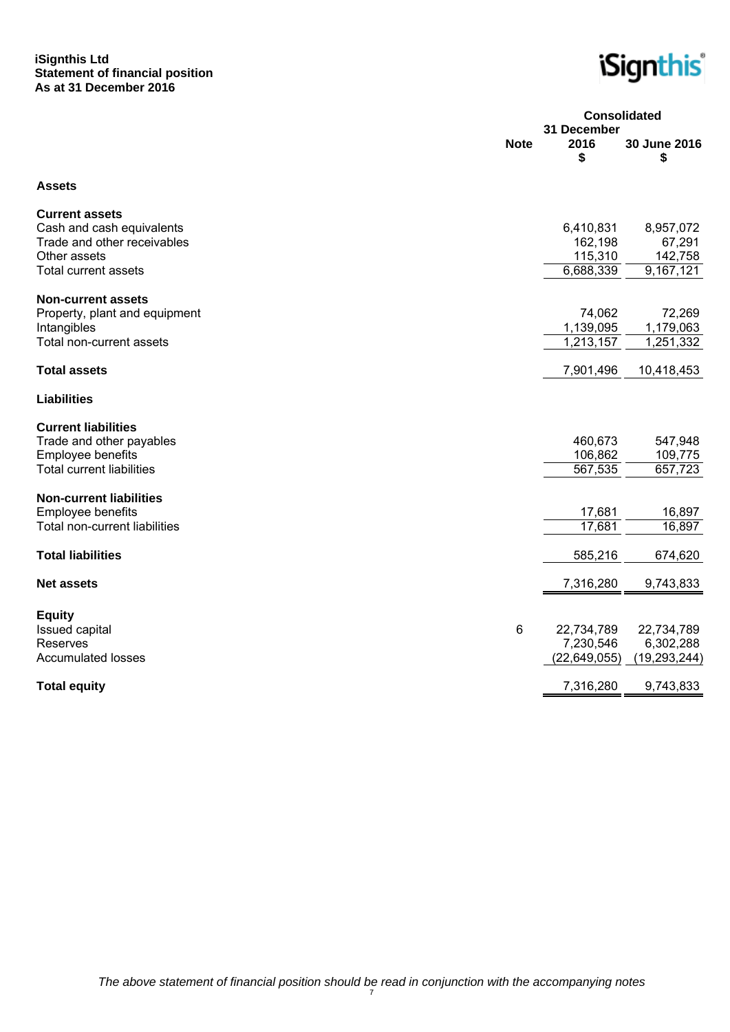**iSignthis Ltd**
**Statement of financial position**
**As at 31 December 2016**

| | Note | Consolidated 31 December 2016 $ | 30 June 2016 $ |
|---|---|---|---|
| **Assets** | | | |
| **Current assets** | | | |
| Cash and cash equivalents | | 6,410,831 | 8,957,072 |
| Trade and other receivables | | 162,198 | 67,291 |
| Other assets | | 115,310 | 142,758 |
| Total current assets | | 6,688,339 | 9,167,121 |
| **Non-current assets** | | | |
| Property, plant and equipment | | 74,062 | 72,269 |
| Intangibles | | 1,139,095 | 1,179,063 |
| Total non-current assets | | 1,213,157 | 1,251,332 |
| **Total assets** | | 7,901,496 | 10,418,453 |
| **Liabilities** | | | |
| **Current liabilities** | | | |
| Trade and other payables | | 460,673 | 547,948 |
| Employee benefits | | 106,862 | 109,775 |
| Total current liabilities | | 567,535 | 657,723 |
| **Non-current liabilities** | | | |
| Employee benefits | | 17,681 | 16,897 |
| Total non-current liabilities | | 17,681 | 16,897 |
| **Total liabilities** | | 585,216 | 674,620 |
| **Net assets** | | 7,316,280 | 9,743,833 |
| **Equity** | | | |
| Issued capital | 6 | 22,734,789 | 22,734,789 |
| Reserves | | 7,230,546 | 6,302,288 |
| Accumulated losses | | (22,649,055) | (19,293,244) |
| **Total equity** | | 7,316,280 | 9,743,833 |

*The above statement of financial position should be read in conjunction with the accompanying notes*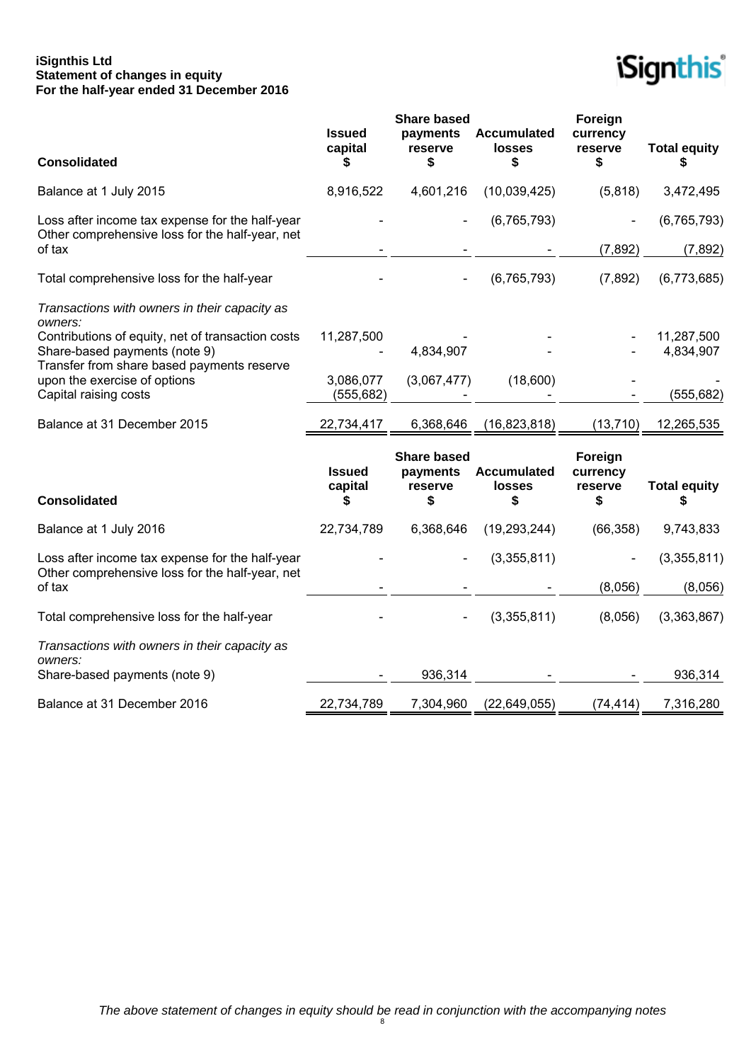**iSignthis Ltd**
**Statement of changes in equity**
**For the half-year ended 31 December 2016**

| Consolidated | Issued capital $ | Share based payments reserve $ | Accumulated losses $ | Foreign currency reserve $ | Total equity $ |
|---|---|---|---|---|---|
| Balance at 1 July 2015 | 8,916,522 | 4,601,216 | (10,039,425) | (5,818) | 3,472,495 |
| Loss after income tax expense for the half-year | - | - | (6,765,793) | - | (6,765,793) |
| Other comprehensive loss for the half-year, net of tax | - | - | - | (7,892) | (7,892) |
| Total comprehensive loss for the half-year | - | - | (6,765,793) | (7,892) | (6,773,685) |
| *Transactions with owners in their capacity as owners:* | | | | | |
| Contributions of equity, net of transaction costs | 11,287,500 | - | - | - | 11,287,500 |
| Share-based payments (note 9) | - | 4,834,907 | - | - | 4,834,907 |
| Transfer from share based payments reserve upon the exercise of options | 3,086,077 | (3,067,477) | (18,600) | - | - |
| Capital raising costs | (555,682) | - | - | - | (555,682) |
| Balance at 31 December 2015 | 22,734,417 | 6,368,646 | (16,823,818) | (13,710) | 12,265,535 |

| Consolidated | Issued capital $ | Share based payments reserve $ | Accumulated losses $ | Foreign currency reserve $ | Total equity $ |
|---|---|---|---|---|---|
| Balance at 1 July 2016 | 22,734,789 | 6,368,646 | (19,293,244) | (66,358) | 9,743,833 |
| Loss after income tax expense for the half-year | - | - | (3,355,811) | - | (3,355,811) |
| Other comprehensive loss for the half-year, net of tax | - | - | - | (8,056) | (8,056) |
| Total comprehensive loss for the half-year | - | - | (3,355,811) | (8,056) | (3,363,867) |
| *Transactions with owners in their capacity as owners:* | | | | | |
| Share-based payments (note 9) | - | 936,314 | - | - | 936,314 |
| Balance at 31 December 2016 | 22,734,789 | 7,304,960 | (22,649,055) | (74,414) | 7,316,280 |

*The above statement of changes in equity should be read in conjunction with the accompanying notes*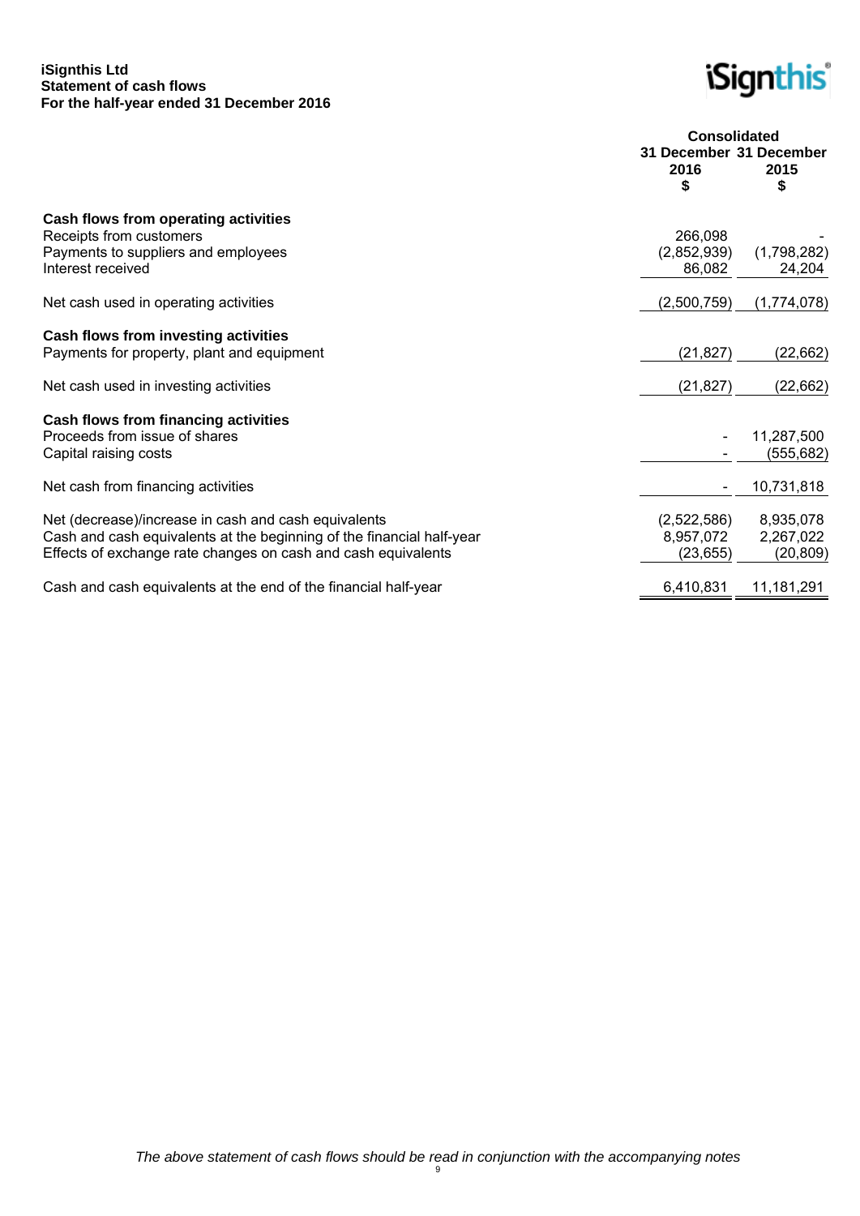**iSignthis Ltd**
**Statement of cash flows**
**For the half-year ended 31 December 2016**

| | Consolidated | |
|---|---|---|
| | 31 December 2016 $ | 31 December 2015 $ |
| **Cash flows from operating activities** | | |
| Receipts from customers | 266,098 | - |
| Payments to suppliers and employees | (2,852,939) | (1,798,282) |
| Interest received | 86,082 | 24,204 |
| Net cash used in operating activities | (2,500,759) | (1,774,078) |
| **Cash flows from investing activities** | | |
| Payments for property, plant and equipment | (21,827) | (22,662) |
| Net cash used in investing activities | (21,827) | (22,662) |
| **Cash flows from financing activities** | | |
| Proceeds from issue of shares | - | 11,287,500 |
| Capital raising costs | - | (555,682) |
| Net cash from financing activities | - | 10,731,818 |
| Net (decrease)/increase in cash and cash equivalents | (2,522,586) | 8,935,078 |
| Cash and cash equivalents at the beginning of the financial half-year | 8,957,072 | 2,267,022 |
| Effects of exchange rate changes on cash and cash equivalents | (23,655) | (20,809) |
| Cash and cash equivalents at the end of the financial half-year | 6,410,831 | 11,181,291 |

*The above statement of cash flows should be read in conjunction with the accompanying notes*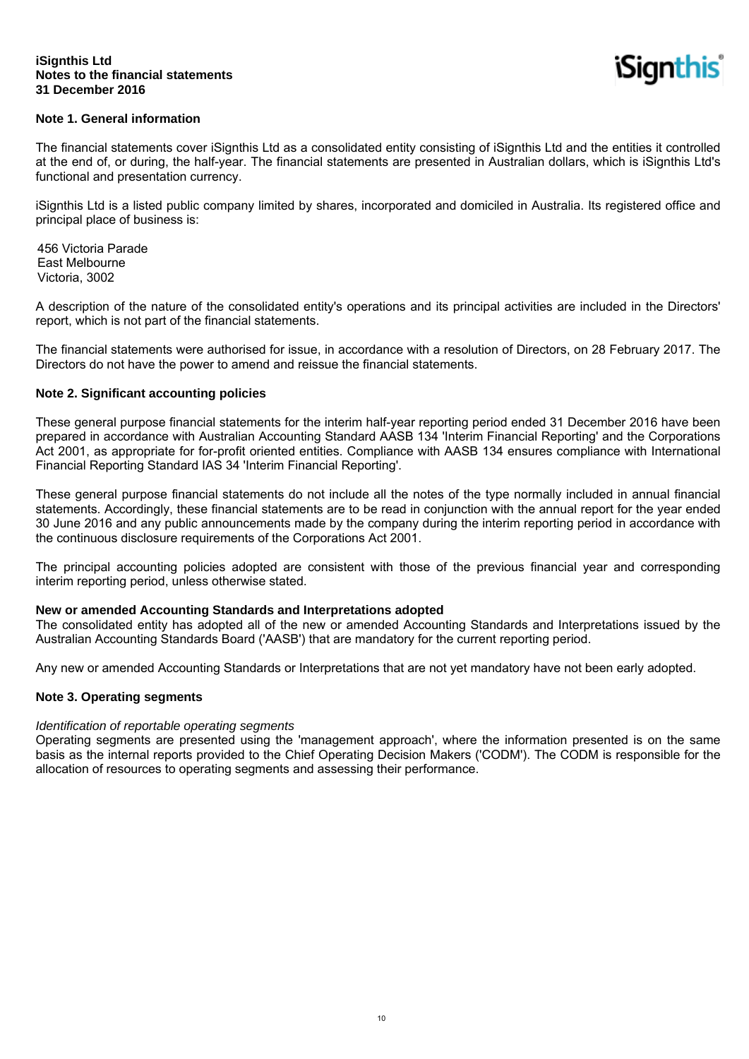**iSignthis Ltd**
**Notes to the financial statements**
**31 December 2016**

## Note 1. General information

The financial statements cover iSignthis Ltd as a consolidated entity consisting of iSignthis Ltd and the entities it controlled at the end of, or during, the half-year. The financial statements are presented in Australian dollars, which is iSignthis Ltd's functional and presentation currency.

iSignthis Ltd is a listed public company limited by shares, incorporated and domiciled in Australia. Its registered office and principal place of business is:

456 Victoria Parade
East Melbourne
Victoria, 3002

A description of the nature of the consolidated entity's operations and its principal activities are included in the Directors' report, which is not part of the financial statements.

The financial statements were authorised for issue, in accordance with a resolution of Directors, on 28 February 2017. The Directors do not have the power to amend and reissue the financial statements.

## Note 2. Significant accounting policies

These general purpose financial statements for the interim half-year reporting period ended 31 December 2016 have been prepared in accordance with Australian Accounting Standard AASB 134 'Interim Financial Reporting' and the Corporations Act 2001, as appropriate for for-profit oriented entities. Compliance with AASB 134 ensures compliance with International Financial Reporting Standard IAS 34 'Interim Financial Reporting'.

These general purpose financial statements do not include all the notes of the type normally included in annual financial statements. Accordingly, these financial statements are to be read in conjunction with the annual report for the year ended 30 June 2016 and any public announcements made by the company during the interim reporting period in accordance with the continuous disclosure requirements of the Corporations Act 2001.

The principal accounting policies adopted are consistent with those of the previous financial year and corresponding interim reporting period, unless otherwise stated.

### New or amended Accounting Standards and Interpretations adopted

The consolidated entity has adopted all of the new or amended Accounting Standards and Interpretations issued by the Australian Accounting Standards Board ('AASB') that are mandatory for the current reporting period.

Any new or amended Accounting Standards or Interpretations that are not yet mandatory have not been early adopted.

## Note 3. Operating segments

*Identification of reportable operating segments*

Operating segments are presented using the 'management approach', where the information presented is on the same basis as the internal reports provided to the Chief Operating Decision Makers ('CODM'). The CODM is responsible for the allocation of resources to operating segments and assessing their performance.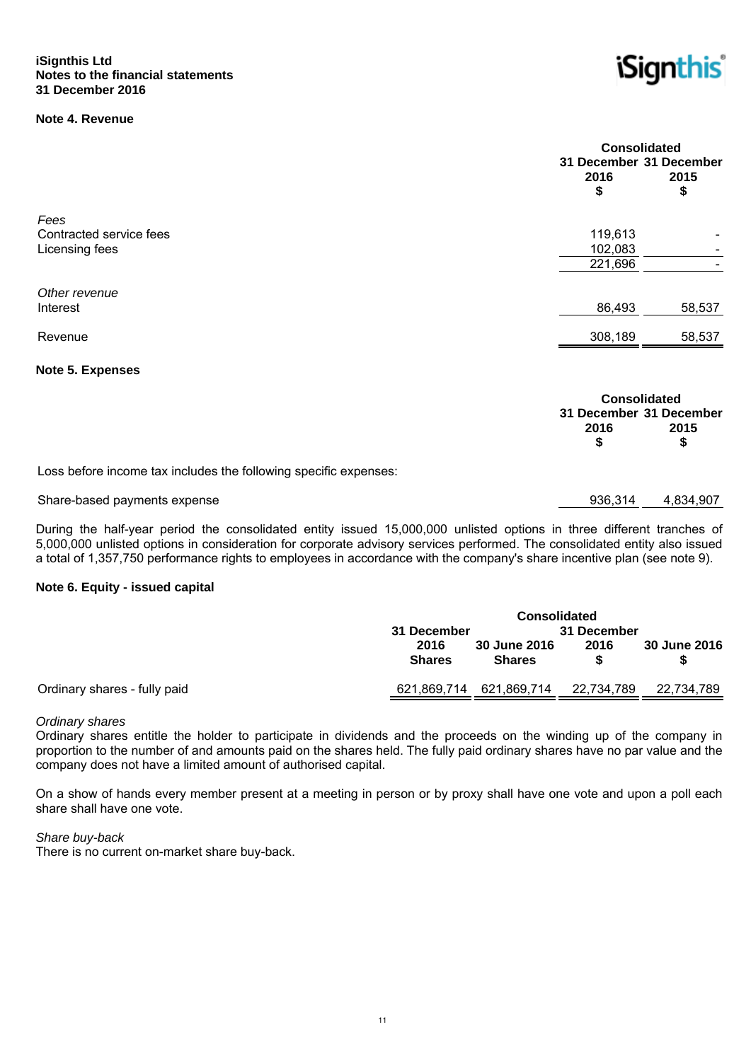**iSignthis Ltd**
**Notes to the financial statements**
**31 December 2016**

## Note 4. Revenue

| | Consolidated | |
|---|---|---|
| | 31 December 2016 $ | 31 December 2015 $ |
| *Fees* | | |
| Contracted service fees | 119,613 | - |
| Licensing fees | 102,083 | - |
| | 221,696 | - |
| *Other revenue* | | |
| Interest | 86,493 | 58,537 |
| Revenue | 308,189 | 58,537 |

## Note 5. Expenses

| | Consolidated | |
|---|---|---|
| | 31 December 2016 $ | 31 December 2015 $ |
| Loss before income tax includes the following specific expenses: | | |
| Share-based payments expense | 936,314 | 4,834,907 |

During the half-year period the consolidated entity issued 15,000,000 unlisted options in three different tranches of 5,000,000 unlisted options in consideration for corporate advisory services performed. The consolidated entity also issued a total of 1,357,750 performance rights to employees in accordance with the company's share incentive plan (see note 9).

## Note 6. Equity - issued capital

| | Consolidated | | | |
|---|---|---|---|---|
| | 31 December 2016 Shares | 30 June 2016 Shares | 31 December 2016 $ | 30 June 2016 $ |
| Ordinary shares - fully paid | 621,869,714 | 621,869,714 | 22,734,789 | 22,734,789 |

*Ordinary shares*
Ordinary shares entitle the holder to participate in dividends and the proceeds on the winding up of the company in proportion to the number of and amounts paid on the shares held. The fully paid ordinary shares have no par value and the company does not have a limited amount of authorised capital.

On a show of hands every member present at a meeting in person or by proxy shall have one vote and upon a poll each share shall have one vote.

*Share buy-back*
There is no current on-market share buy-back.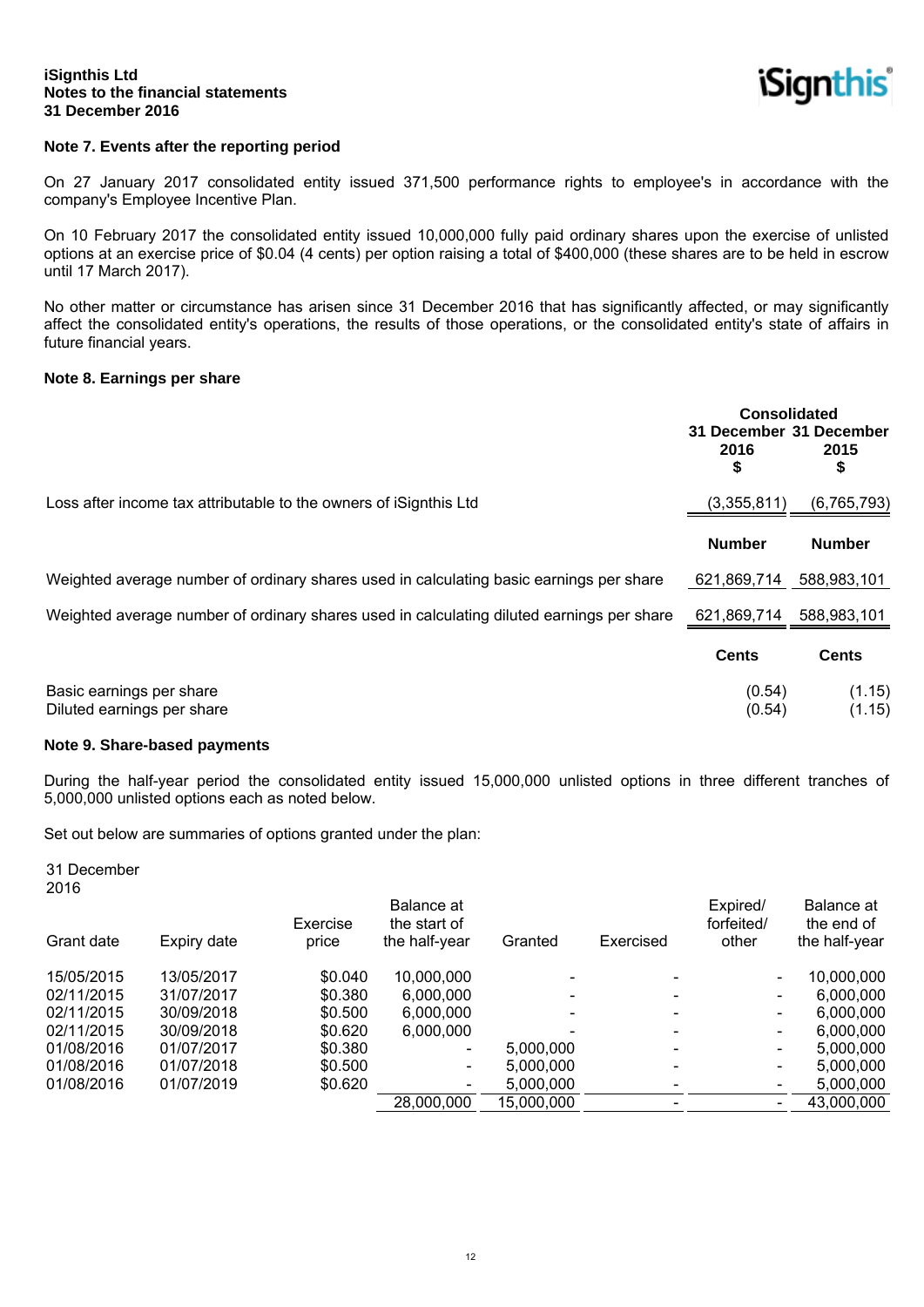## Note 7. Events after the reporting period

On 27 January 2017 consolidated entity issued 371,500 performance rights to employee's in accordance with the company's Employee Incentive Plan.

On 10 February 2017 the consolidated entity issued 10,000,000 fully paid ordinary shares upon the exercise of unlisted options at an exercise price of $0.04 (4 cents) per option raising a total of $400,000 (these shares are to be held in escrow until 17 March 2017).

No other matter or circumstance has arisen since 31 December 2016 that has significantly affected, or may significantly affect the consolidated entity's operations, the results of those operations, or the consolidated entity's state of affairs in future financial years.

## Note 8. Earnings per share

| | Consolidated | |
|---|---|---|
| | 31 December 2016 $ | 31 December 2015 $ |
| Loss after income tax attributable to the owners of iSignthis Ltd | (3,355,811) | (6,765,793) |
| | **Number** | **Number** |
| Weighted average number of ordinary shares used in calculating basic earnings per share | 621,869,714 | 588,983,101 |
| Weighted average number of ordinary shares used in calculating diluted earnings per share | 621,869,714 | 588,983,101 |
| | **Cents** | **Cents** |
| Basic earnings per share | (0.54) | (1.15) |
| Diluted earnings per share | (0.54) | (1.15) |

## Note 9. Share-based payments

During the half-year period the consolidated entity issued 15,000,000 unlisted options in three different tranches of 5,000,000 unlisted options each as noted below.

Set out below are summaries of options granted under the plan:

31 December 2016

| Grant date | Expiry date | Exercise price | Balance at the start of the half-year | Granted | Exercised | Expired/ forfeited/ other | Balance at the end of the half-year |
|---|---|---|---|---|---|---|---|
| 15/05/2015 | 13/05/2017 | $0.040 | 10,000,000 | - | - | - | 10,000,000 |
| 02/11/2015 | 31/07/2017 | $0.380 | 6,000,000 | - | - | - | 6,000,000 |
| 02/11/2015 | 30/09/2018 | $0.500 | 6,000,000 | - | - | - | 6,000,000 |
| 02/11/2015 | 30/09/2018 | $0.620 | 6,000,000 | - | - | - | 6,000,000 |
| 01/08/2016 | 01/07/2017 | $0.380 | - | 5,000,000 | - | - | 5,000,000 |
| 01/08/2016 | 01/07/2018 | $0.500 | - | 5,000,000 | - | - | 5,000,000 |
| 01/08/2016 | 01/07/2019 | $0.620 | - | 5,000,000 | - | - | 5,000,000 |
| | | | 28,000,000 | 15,000,000 | - | - | 43,000,000 |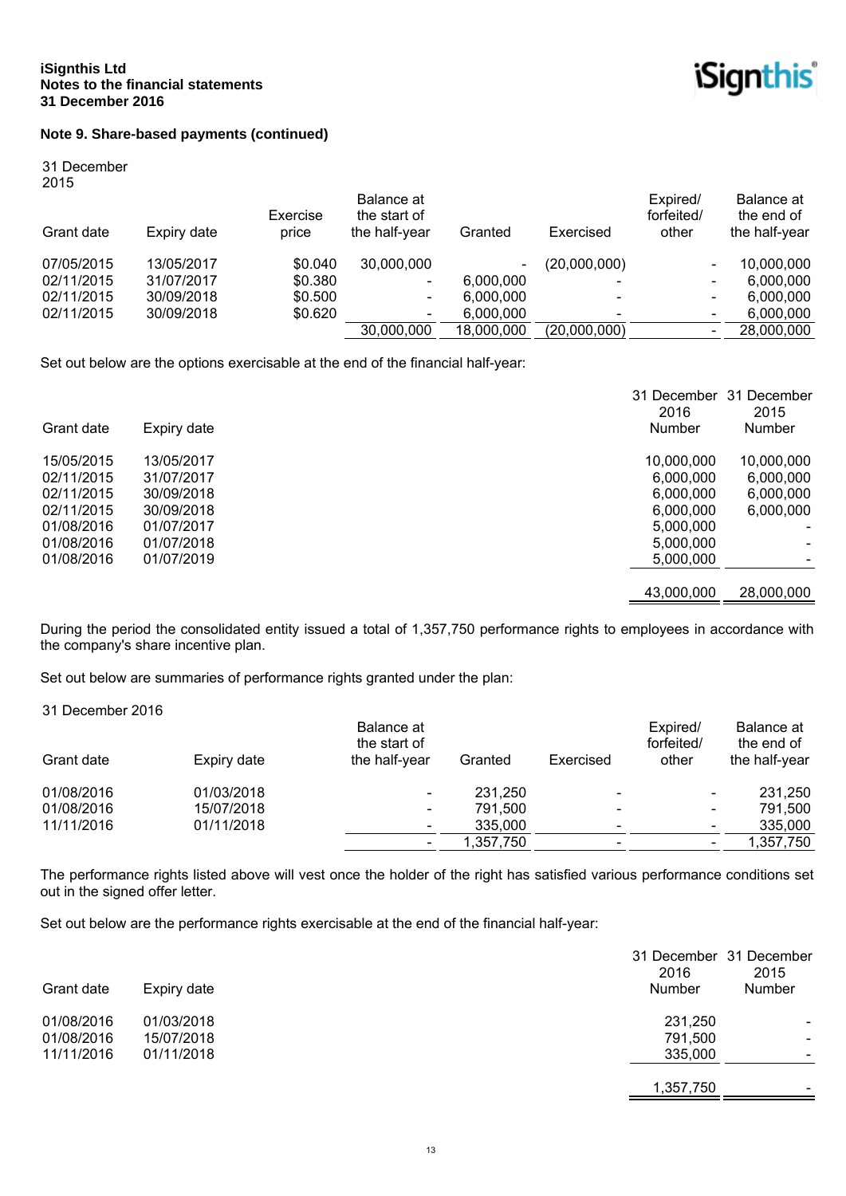**Note 9. Share-based payments (continued)**

31 December 2015

| Grant date | Expiry date | Exercise price | Balance at the start of the half-year | Granted | Exercised | Expired/ forfeited/ other | Balance at the end of the half-year |
|---|---|---|---|---|---|---|---|
| 07/05/2015 | 13/05/2017 | $0.040 | 30,000,000 | - | (20,000,000) | - | 10,000,000 |
| 02/11/2015 | 31/07/2017 | $0.380 | - | 6,000,000 | - | - | 6,000,000 |
| 02/11/2015 | 30/09/2018 | $0.500 | - | 6,000,000 | - | - | 6,000,000 |
| 02/11/2015 | 30/09/2018 | $0.620 | - | 6,000,000 | - | - | 6,000,000 |
| | | | 30,000,000 | 18,000,000 | (20,000,000) | - | 28,000,000 |

Set out below are the options exercisable at the end of the financial half-year:

| Grant date | Expiry date | 31 December 2016 Number | 31 December 2015 Number |
|---|---|---|---|
| 15/05/2015 | 13/05/2017 | 10,000,000 | 10,000,000 |
| 02/11/2015 | 31/07/2017 | 6,000,000 | 6,000,000 |
| 02/11/2015 | 30/09/2018 | 6,000,000 | 6,000,000 |
| 02/11/2015 | 30/09/2018 | 6,000,000 | 6,000,000 |
| 01/08/2016 | 01/07/2017 | 5,000,000 | - |
| 01/08/2016 | 01/07/2018 | 5,000,000 | - |
| 01/08/2016 | 01/07/2019 | 5,000,000 | - |
| | | 43,000,000 | 28,000,000 |

During the period the consolidated entity issued a total of 1,357,750 performance rights to employees in accordance with the company's share incentive plan.

Set out below are summaries of performance rights granted under the plan:

31 December 2016

| Grant date | Expiry date | Balance at the start of the half-year | Granted | Exercised | Expired/ forfeited/ other | Balance at the end of the half-year |
|---|---|---|---|---|---|---|
| 01/08/2016 | 01/03/2018 | - | 231,250 | - | - | 231,250 |
| 01/08/2016 | 15/07/2018 | - | 791,500 | - | - | 791,500 |
| 11/11/2016 | 01/11/2018 | - | 335,000 | - | - | 335,000 |
| | | - | 1,357,750 | - | - | 1,357,750 |

The performance rights listed above will vest once the holder of the right has satisfied various performance conditions set out in the signed offer letter.

Set out below are the performance rights exercisable at the end of the financial half-year:

| Grant date | Expiry date | 31 December 2016 Number | 31 December 2015 Number |
|---|---|---|---|
| 01/08/2016 | 01/03/2018 | 231,250 | - |
| 01/08/2016 | 15/07/2018 | 791,500 | - |
| 11/11/2016 | 01/11/2018 | 335,000 | - |
| | | 1,357,750 | - |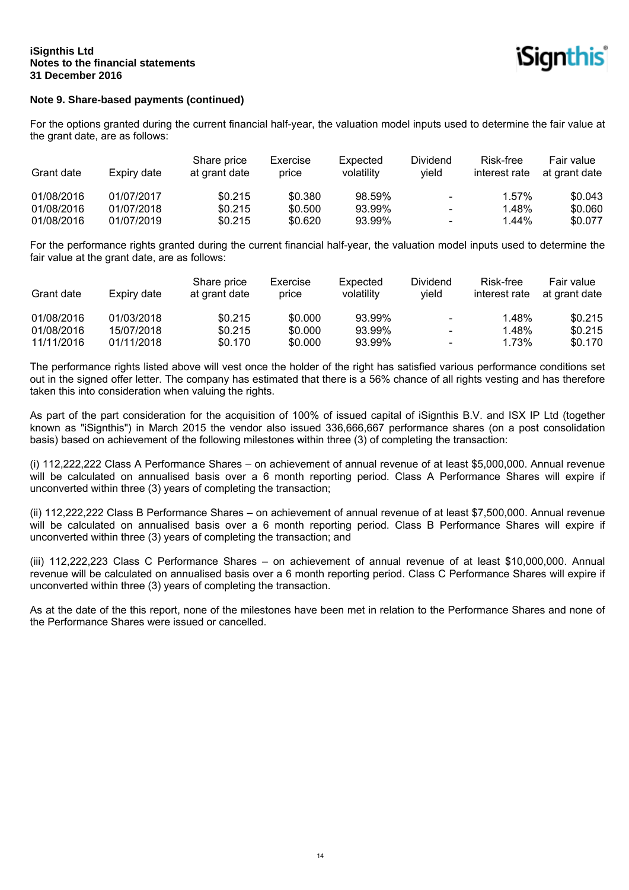## Note 9. Share-based payments (continued)

For the options granted during the current financial half-year, the valuation model inputs used to determine the fair value at the grant date, are as follows:

| Grant date | Expiry date | Share price at grant date | Exercise price | Expected volatility | Dividend yield | Risk-free interest rate | Fair value at grant date |
|---|---|---|---|---|---|---|---|
| 01/08/2016 | 01/07/2017 | $0.215 | $0.380 | 98.59% | - | 1.57% | $0.043 |
| 01/08/2016 | 01/07/2018 | $0.215 | $0.500 | 93.99% | - | 1.48% | $0.060 |
| 01/08/2016 | 01/07/2019 | $0.215 | $0.620 | 93.99% | - | 1.44% | $0.077 |

For the performance rights granted during the current financial half-year, the valuation model inputs used to determine the fair value at the grant date, are as follows:

| Grant date | Expiry date | Share price at grant date | Exercise price | Expected volatility | Dividend yield | Risk-free interest rate | Fair value at grant date |
|---|---|---|---|---|---|---|---|
| 01/08/2016 | 01/03/2018 | $0.215 | $0.000 | 93.99% | - | 1.48% | $0.215 |
| 01/08/2016 | 15/07/2018 | $0.215 | $0.000 | 93.99% | - | 1.48% | $0.215 |
| 11/11/2016 | 01/11/2018 | $0.170 | $0.000 | 93.99% | - | 1.73% | $0.170 |

The performance rights listed above will vest once the holder of the right has satisfied various performance conditions set out in the signed offer letter. The company has estimated that there is a 56% chance of all rights vesting and has therefore taken this into consideration when valuing the rights.

As part of the part consideration for the acquisition of 100% of issued capital of iSignthis B.V. and ISX IP Ltd (together known as "iSignthis") in March 2015 the vendor also issued 336,666,667 performance shares (on a post consolidation basis) based on achievement of the following milestones within three (3) of completing the transaction:

(i) 112,222,222 Class A Performance Shares – on achievement of annual revenue of at least $5,000,000. Annual revenue will be calculated on annualised basis over a 6 month reporting period. Class A Performance Shares will expire if unconverted within three (3) years of completing the transaction;

(ii) 112,222,222 Class B Performance Shares – on achievement of annual revenue of at least $7,500,000. Annual revenue will be calculated on annualised basis over a 6 month reporting period. Class B Performance Shares will expire if unconverted within three (3) years of completing the transaction; and

(iii) 112,222,223 Class C Performance Shares – on achievement of annual revenue of at least $10,000,000. Annual revenue will be calculated on annualised basis over a 6 month reporting period. Class C Performance Shares will expire if unconverted within three (3) years of completing the transaction.

As at the date of the this report, none of the milestones have been met in relation to the Performance Shares and none of the Performance Shares were issued or cancelled.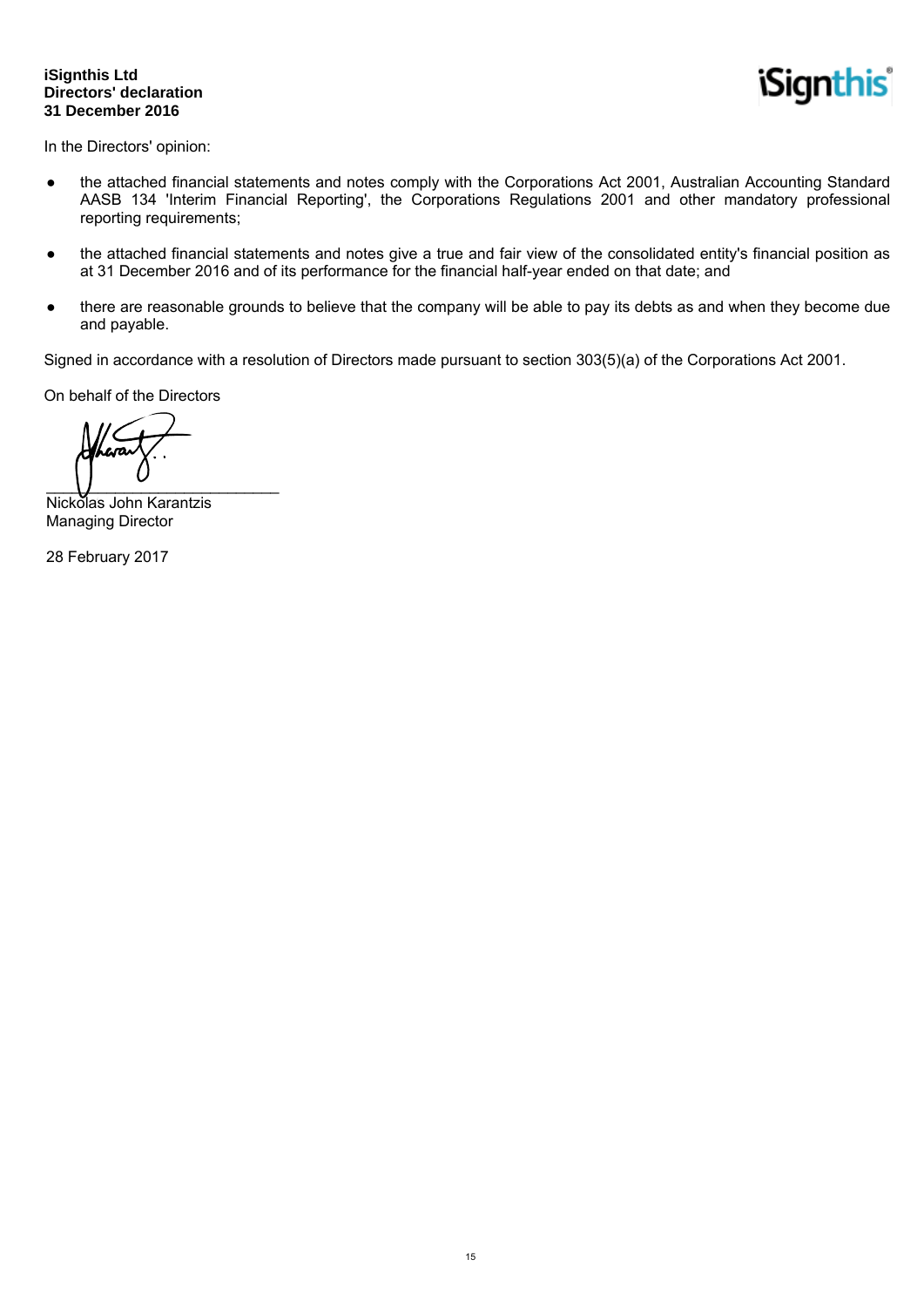**iSignthis Ltd**
**Directors' declaration**
**31 December 2016**

In the Directors' opinion:

- the attached financial statements and notes comply with the Corporations Act 2001, Australian Accounting Standard AASB 134 'Interim Financial Reporting', the Corporations Regulations 2001 and other mandatory professional reporting requirements;

- the attached financial statements and notes give a true and fair view of the consolidated entity's financial position as at 31 December 2016 and of its performance for the financial half-year ended on that date; and

- there are reasonable grounds to believe that the company will be able to pay its debts as and when they become due and payable.

Signed in accordance with a resolution of Directors made pursuant to section 303(5)(a) of the Corporations Act 2001.

On behalf of the Directors

___________________________
Nickolas John Karantzis
Managing Director

28 February 2017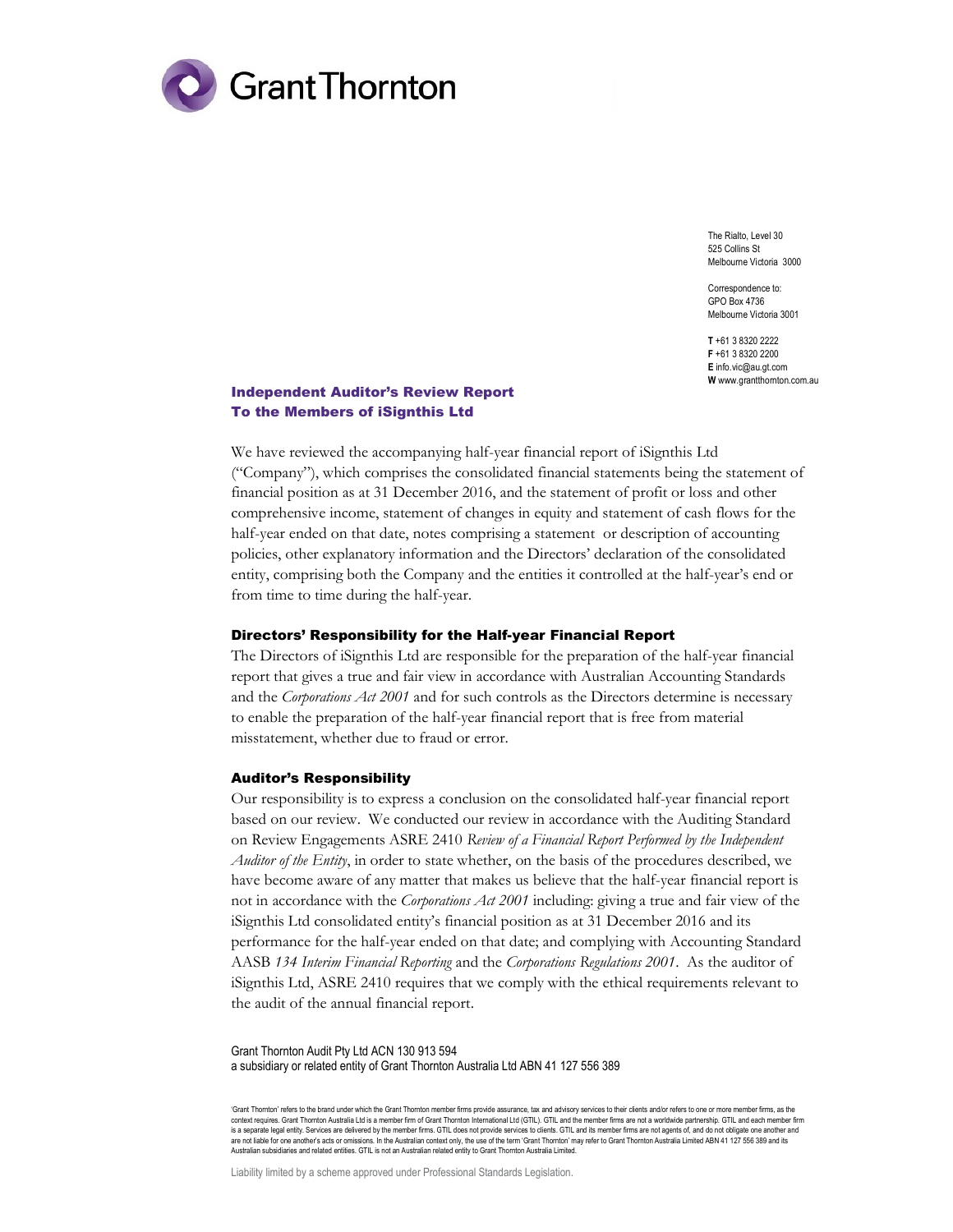Grant Thornton

The Rialto, Level 30
525 Collins St
Melbourne Victoria 3000

Correspondence to:
GPO Box 4736
Melbourne Victoria 3001

**T** +61 3 8320 2222
**F** +61 3 8320 2200
**E** info.vic@au.gt.com
**W** www.grantthornton.com.au

## Independent Auditor's Review Report
## To the Members of iSignthis Ltd

We have reviewed the accompanying half-year financial report of iSignthis Ltd ("Company"), which comprises the consolidated financial statements being the statement of financial position as at 31 December 2016, and the statement of profit or loss and other comprehensive income, statement of changes in equity and statement of cash flows for the half-year ended on that date, notes comprising a statement or description of accounting policies, other explanatory information and the Directors' declaration of the consolidated entity, comprising both the Company and the entities it controlled at the half-year's end or from time to time during the half-year.

### Directors' Responsibility for the Half-year Financial Report

The Directors of iSignthis Ltd are responsible for the preparation of the half-year financial report that gives a true and fair view in accordance with Australian Accounting Standards and the *Corporations Act 2001* and for such controls as the Directors determine is necessary to enable the preparation of the half-year financial report that is free from material misstatement, whether due to fraud or error.

### Auditor's Responsibility

Our responsibility is to express a conclusion on the consolidated half-year financial report based on our review. We conducted our review in accordance with the Auditing Standard on Review Engagements ASRE 2410 *Review of a Financial Report Performed by the Independent Auditor of the Entity*, in order to state whether, on the basis of the procedures described, we have become aware of any matter that makes us believe that the half-year financial report is not in accordance with the *Corporations Act 2001* including: giving a true and fair view of the iSignthis Ltd consolidated entity's financial position as at 31 December 2016 and its performance for the half-year ended on that date; and complying with Accounting Standard AASB *134 Interim Financial Reporting* and the *Corporations Regulations 2001*. As the auditor of iSignthis Ltd, ASRE 2410 requires that we comply with the ethical requirements relevant to the audit of the annual financial report.

Grant Thornton Audit Pty Ltd ACN 130 913 594
a subsidiary or related entity of Grant Thornton Australia Ltd ABN 41 127 556 389

'Grant Thornton' refers to the brand under which the Grant Thornton member firms provide assurance, tax and advisory services to their clients and/or refers to one or more member firms, as the context requires. Grant Thornton Australia Ltd is a member firm of Grant Thornton International Ltd (GTIL). GTIL and the member firms are not a worldwide partnership. GTIL and each member firm is a separate legal entity. Services are delivered by the member firms. GTIL does not provide services to clients. GTIL and its member firms are not agents of, and do not obligate one another and are not liable for one another's acts or omissions. In the Australian context only, the use of the term 'Grant Thornton' may refer to Grant Thornton Australia Limited ABN 41 127 556 389 and its Australian subsidiaries and related entities. GTIL is not an Australian related entity to Grant Thornton Australia Limited.

Liability limited by a scheme approved under Professional Standards Legislation.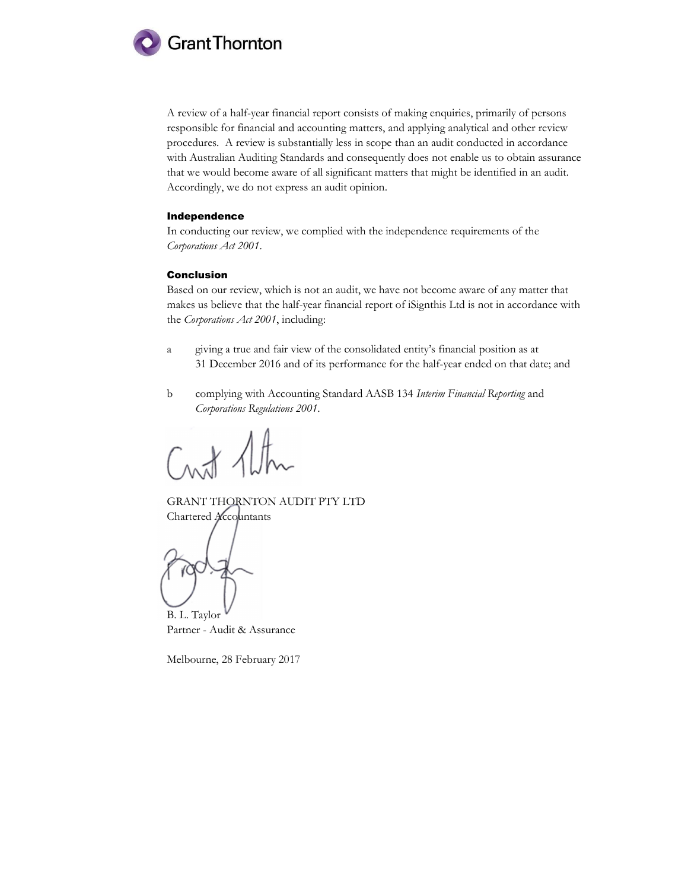A review of a half-year financial report consists of making enquiries, primarily of persons responsible for financial and accounting matters, and applying analytical and other review procedures. A review is substantially less in scope than an audit conducted in accordance with Australian Auditing Standards and consequently does not enable us to obtain assurance that we would become aware of all significant matters that might be identified in an audit. Accordingly, we do not express an audit opinion.

**Independence**

In conducting our review, we complied with the independence requirements of the *Corporations Act 2001*.

**Conclusion**

Based on our review, which is not an audit, we have not become aware of any matter that makes us believe that the half-year financial report of iSignthis Ltd is not in accordance with the *Corporations Act 2001*, including:

a giving a true and fair view of the consolidated entity's financial position as at 31 December 2016 and of its performance for the half-year ended on that date; and

b complying with Accounting Standard AASB 134 *Interim Financial Reporting* and *Corporations Regulations 2001*.

GRANT THORNTON AUDIT PTY LTD
Chartered Accountants

B. L. Taylor
Partner - Audit & Assurance

Melbourne, 28 February 2017